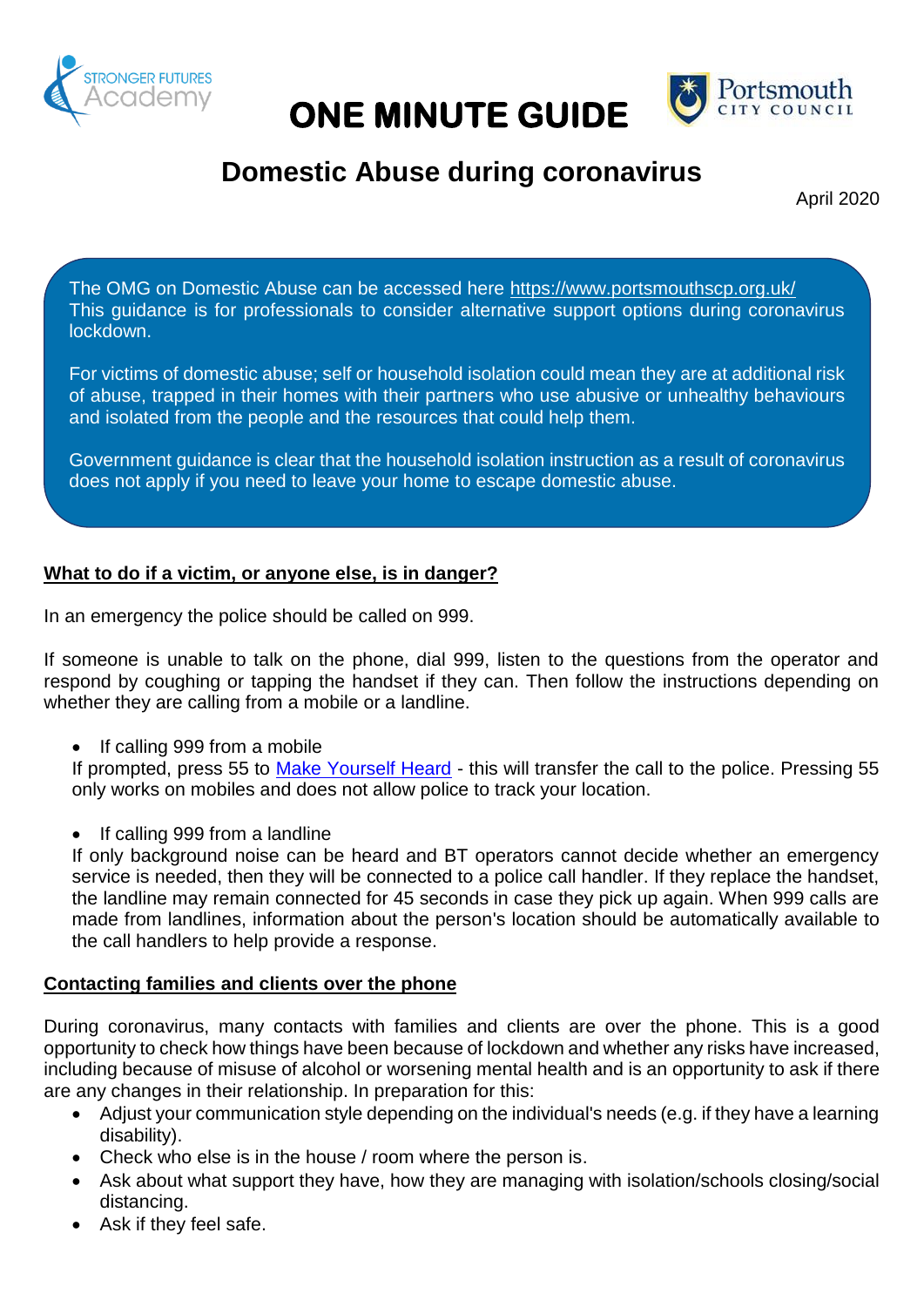STRONGER FUTURES Academy

# ONE MINUTE GUIDE

Portsmouth CITY COUNCIL

## Domestic Abuse during coronavirus

April 2020

The OMG on Domestic Abuse can be accessed here https://www.portsmouthscp.org.uk/
This guidance is for professionals to consider alternative support options during coronavirus lockdown.

For victims of domestic abuse; self or household isolation could mean they are at additional risk of abuse, trapped in their homes with their partners who use abusive or unhealthy behaviours and isolated from the people and the resources that could help them.

Government guidance is clear that the household isolation instruction as a result of coronavirus does not apply if you need to leave your home to escape domestic abuse.

### What to do if a victim, or anyone else, is in danger?

In an emergency the police should be called on 999.

If someone is unable to talk on the phone, dial 999, listen to the questions from the operator and respond by coughing or tapping the handset if they can. Then follow the instructions depending on whether they are calling from a mobile or a landline.

- If calling 999 from a mobile

If prompted, press 55 to Make Yourself Heard - this will transfer the call to the police. Pressing 55 only works on mobiles and does not allow police to track your location.

- If calling 999 from a landline

If only background noise can be heard and BT operators cannot decide whether an emergency service is needed, then they will be connected to a police call handler. If they replace the handset, the landline may remain connected for 45 seconds in case they pick up again. When 999 calls are made from landlines, information about the person's location should be automatically available to the call handlers to help provide a response.

### Contacting families and clients over the phone

During coronavirus, many contacts with families and clients are over the phone. This is a good opportunity to check how things have been because of lockdown and whether any risks have increased, including because of misuse of alcohol or worsening mental health and is an opportunity to ask if there are any changes in their relationship. In preparation for this:

- Adjust your communication style depending on the individual's needs (e.g. if they have a learning disability).
- Check who else is in the house / room where the person is.
- Ask about what support they have, how they are managing with isolation/schools closing/social distancing.
- Ask if they feel safe.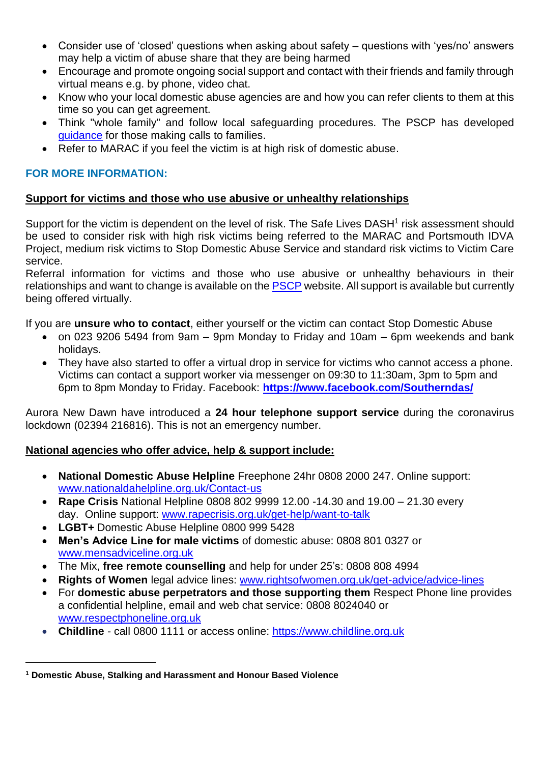- Consider use of 'closed' questions when asking about safety – questions with 'yes/no' answers may help a victim of abuse share that they are being harmed
- Encourage and promote ongoing social support and contact with their friends and family through virtual means e.g. by phone, video chat.
- Know who your local domestic abuse agencies are and how you can refer clients to them at this time so you can get agreement.
- Think "whole family" and follow local safeguarding procedures. The PSCP has developed guidance for those making calls to families.
- Refer to MARAC if you feel the victim is at high risk of domestic abuse.

## FOR MORE INFORMATION:

### Support for victims and those who use abusive or unhealthy relationships

Support for the victim is dependent on the level of risk. The Safe Lives DASH[1] risk assessment should be used to consider risk with high risk victims being referred to the MARAC and Portsmouth IDVA Project, medium risk victims to Stop Domestic Abuse Service and standard risk victims to Victim Care service.
Referral information for victims and those who use abusive or unhealthy behaviours in their relationships and want to change is available on the PSCP website. All support is available but currently being offered virtually.

If you are **unsure who to contact**, either yourself or the victim can contact Stop Domestic Abuse

- on 023 9206 5494 from 9am – 9pm Monday to Friday and 10am – 6pm weekends and bank holidays.
- They have also started to offer a virtual drop in service for victims who cannot access a phone. Victims can contact a support worker via messenger on 09:30 to 11:30am, 3pm to 5pm and 6pm to 8pm Monday to Friday. Facebook: **https://www.facebook.com/Southerndas/**

Aurora New Dawn have introduced a **24 hour telephone support service** during the coronavirus lockdown (02394 216816). This is not an emergency number.

### National agencies who offer advice, help & support include:

- **National Domestic Abuse Helpline** Freephone 24hr 0808 2000 247. Online support: www.nationaldahelpline.org.uk/Contact-us
- **Rape Crisis** National Helpline 0808 802 9999 12.00 -14.30 and 19.00 – 21.30 every day. Online support: www.rapecrisis.org.uk/get-help/want-to-talk
- **LGBT+** Domestic Abuse Helpline 0800 999 5428
- **Men's Advice Line for male victims** of domestic abuse: 0808 801 0327 or www.mensadviceline.org.uk
- The Mix, **free remote counselling** and help for under 25's: 0808 808 4994
- **Rights of Women** legal advice lines: www.rightsofwomen.org.uk/get-advice/advice-lines
- For **domestic abuse perpetrators and those supporting them** Respect Phone line provides a confidential helpline, email and web chat service: 0808 8024040 or www.respectphoneline.org.uk
- **Childline** - call 0800 1111 or access online: https://www.childline.org.uk

---

[1] **Domestic Abuse, Stalking and Harassment and Honour Based Violence**